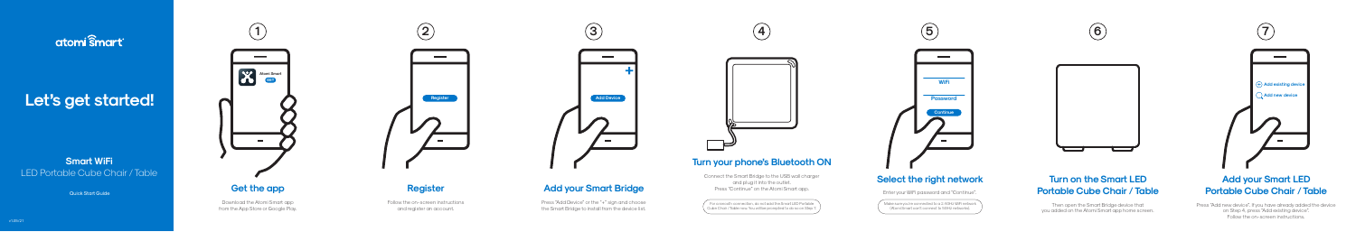atomi smart

# Let's get started!

**Smart WiFi**
LED Portable Cube Chair / Table

Quick Start Guide

v1.00r01

1

Atomi Smart
GET

## Get the app

Download the Atomi Smart app from the App Store or Google Play.

2

Register

## Register

Follow the on-screen instructions and register an account.

3

+

Add Device

## Add your Smart Bridge

Press "Add Device" or the "+" sign and choose the Smart Bridge to install from the device list.

4

## Turn your phone's Bluetooth ON

Connect the Smart Bridge to the USB wall charger and plug it into the outlet.
Press "Continue" on the Atomi Smart app.

For a smooth connection, do not add the Smart LED Portable Cube Chair / Table now. You will be prompted to do so on Step 7.

5

WiFi

Password

Continue

## Select the right network

Enter your WiFi password and "Continue".

Make sure you're connected to a 2.4GHz WiFi network. (Atomi Smart can't connect to 5GHz networks)

6

## Turn on the Smart LED Portable Cube Chair / Table

Then open the Smart Bridge device that you added on the Atomi Smart app home screen.

7

Add existing device

Add new device

## Add your Smart LED Portable Cube Chair / Table

Press "Add new device". If you have already added the device on Step 4, press "Add existing device".
Follow the on-screen instructions.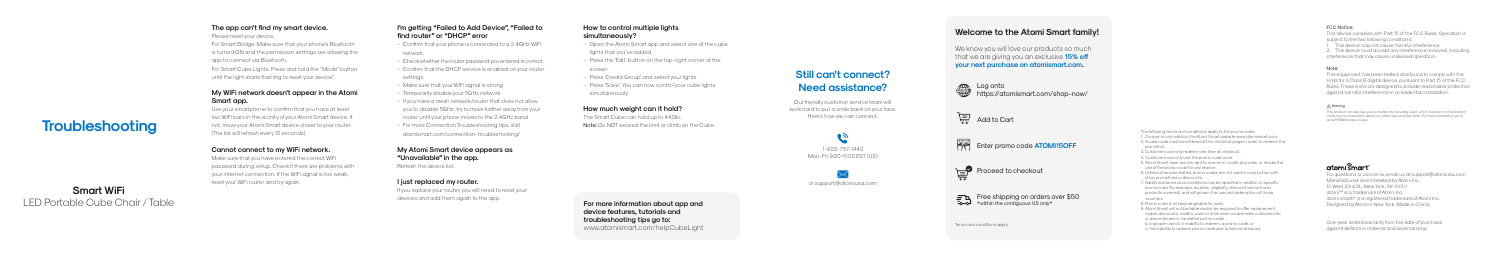# Troubleshooting

## Smart WiFi
LED Portable Cube Chair / Table

### The app can't find my smart device.

Please reset your device.

For Smart Bridge: Make sure that your phone's Bluetooth is turned ON and the permission settings are allowing the app to connect via Bluetooth.

For Smart Cube Lights: Press and hold the "Mode" button until the light starts flashing to reset your device*.

### My WiFi network doesn't appear in the Atomi Smart app.

Use your smartphone to confirm that you have at least two WiFi bars in the vicinity of your Atomi Smart device. If not, move your Atomi Smart device closer to your router. (The list will refresh every 10 seconds).

### Cannot connect to my WiFi network.

Make sure that you have entered the correct WiFi password during setup. Check if there are problems with your internet connection. If the WiFi signal is too weak, reset your WiFi router and try again.

### I'm getting "Failed to Add Device", "Failed to find router" or "DHCP" error

- Confirm that your phone is connected to a 2.4GHz WiFi network.
- Check whether the router password you entered is correct.
- Confirm that the DHCP service is enabled on your router settings
- Make sure that your WiFi signal is strong
- Temporarily disable your 5GHz network
- If you have a mesh network/router that does not allow you to disable 5GHz, try to move farther away from your router until your phone moves to the 2.4GHz band
- For more Connection Troubleshooting tips, visit atomismart.com/connection-troubleshooting/

### My Atomi Smart device appears as "Unavailable" in the app.

Refresh the device list.

### I just replaced my router.

If you replace your router, you will need to reset your devices and add them again to the app.

### How to control multiple lights simultaneously?

- Open the Atomi Smart app and select one of the cube lights that you've added
- Press the 'Edit' button on the top-right corner of the screen
- Press 'Create Group' and select your lights
- Press 'Save'. You can now control your cube lights simultaneously

### How much weight can it hold?

The Smart Cube can hold up to 440lb.

**Note:** Do NOT exceed the limit or climb on the Cube.

**For more information about app and device features, tutorials and troubleshooting tips go to:**
www.atomismart.com/helpCubeLight

## Still can't connect? Need assistance?

Our friendly customer service team will work hard to put a smile back on your face. Here's how we can connect.

1-800-757-1440
Mon-Fri 9:00-5:00 EST (US)

or support@atomiusa.com

## Welcome to the Atomi Smart family!

We know you will love our products so much that we are giving you an exclusive **15% off your next purchase on atomismart.com.**

- Log onto https://atomismart.com/shop-now/
- Add to Cart
- Enter promo code **ATOMI15OFF**
- Proceed to checkout
- Free shipping on orders over $50 *within the contiguous US only*

The following terms and conditions apply to the promo code:
1. Coupon is only valid on the Atomi Smart website www.atomismart.com.
2. A valid code must be entered at the checkout page in order to redeem the promotion.
3. Customers can only redeem one time discount.
4. Customers can only use the promo code once.
5. Atomi Smart reserves the right to cancel or modify any order, or revoke the use of the promo code for any reason.
6. Unless otherwise stated, promo codes are not able to be applied with other promotions or discounts.
7. Additional terms and conditions may be specified in relation to specific promo code (for example: duration, eligibility, discount amount and products covered) and will govern the use and redemption of those coupons.
8. Promo code is not exchangeable for cash.
9. Atomi Smart will not be liable and in be required to offer replacement codes, discounts, credits, or other compensation in the event of:
a. disputes over an incorrect promo code
b. improper use of or inability to redeem a promo code
c. the inability to redeem promo code due to technical issues

Terms and conditions apply.

FCC Notice:
This device complies with Part 15 of the FCC Rules. Operation is subject to the two following conditions:
1. This device may not cause harmful interference.
2. This device must accept any interference received, including interference that may cause undesired operation.

Note:
This equipment has been tested and found to comply with the limits for a Class B digital device, pursuant to Part 15 of the FCC Rules. These limits are designed to provide reasonable protection against harmful interference in a residential installation.

Warning:
This product can expose you to chemicals including Lead, which is known to the State of California to cause cancer, birth defects or other reproductive harm. For more information go to www.P65Warnings.ca.gov

atomi smart

For questions or concerns, email us at support@atomiusa.com. Manufactured and Distributed by Atomi Inc. 10 West 33rd St., New York, NY 10001
atomi™ is a trademark of Atomi Inc.
atomi smart® is a registered trademark of Atomi Inc.
Designed by Atomi in New York. Made in China.

One-year limited warranty from the date of purchase against defects in material and workmanship.